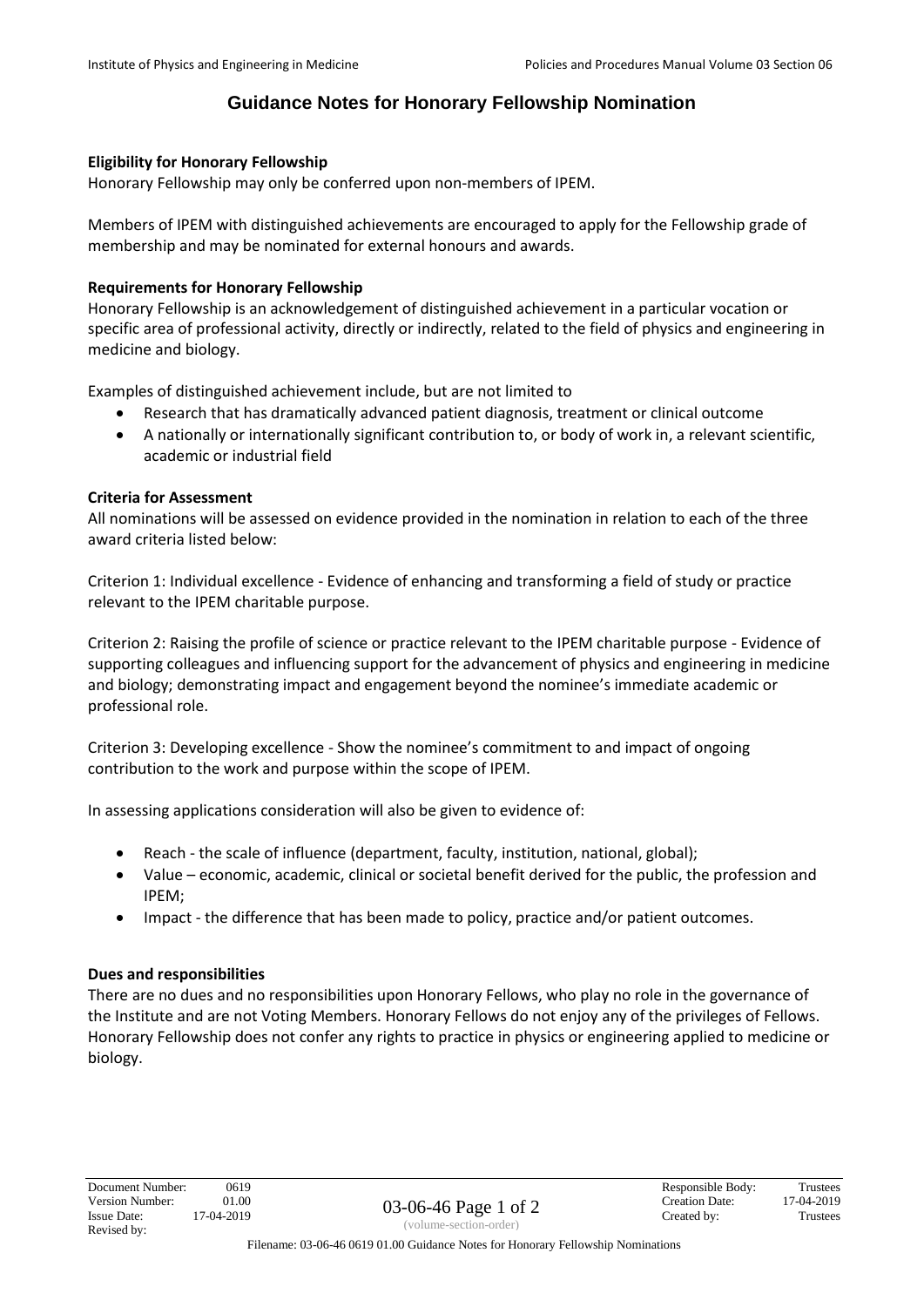# Guidance Notes for Honorary Fellowship Nomination

**Eligibility for Honorary Fellowship**

Honorary Fellowship may only be conferred upon non-members of IPEM.

Members of IPEM with distinguished achievements are encouraged to apply for the Fellowship grade of membership and may be nominated for external honours and awards.

**Requirements for Honorary Fellowship**

Honorary Fellowship is an acknowledgement of distinguished achievement in a particular vocation or specific area of professional activity, directly or indirectly, related to the field of physics and engineering in medicine and biology.

Examples of distinguished achievement include, but are not limited to

- Research that has dramatically advanced patient diagnosis, treatment or clinical outcome
- A nationally or internationally significant contribution to, or body of work in, a relevant scientific, academic or industrial field

**Criteria for Assessment**

All nominations will be assessed on evidence provided in the nomination in relation to each of the three award criteria listed below:

Criterion 1: Individual excellence - Evidence of enhancing and transforming a field of study or practice relevant to the IPEM charitable purpose.

Criterion 2: Raising the profile of science or practice relevant to the IPEM charitable purpose - Evidence of supporting colleagues and influencing support for the advancement of physics and engineering in medicine and biology; demonstrating impact and engagement beyond the nominee's immediate academic or professional role.

Criterion 3: Developing excellence - Show the nominee's commitment to and impact of ongoing contribution to the work and purpose within the scope of IPEM.

In assessing applications consideration will also be given to evidence of:

- Reach - the scale of influence (department, faculty, institution, national, global);
- Value – economic, academic, clinical or societal benefit derived for the public, the profession and IPEM;
- Impact - the difference that has been made to policy, practice and/or patient outcomes.

**Dues and responsibilities**

There are no dues and no responsibilities upon Honorary Fellows, who play no role in the governance of the Institute and are not Voting Members. Honorary Fellows do not enjoy any of the privileges of Fellows. Honorary Fellowship does not confer any rights to practice in physics or engineering applied to medicine or biology.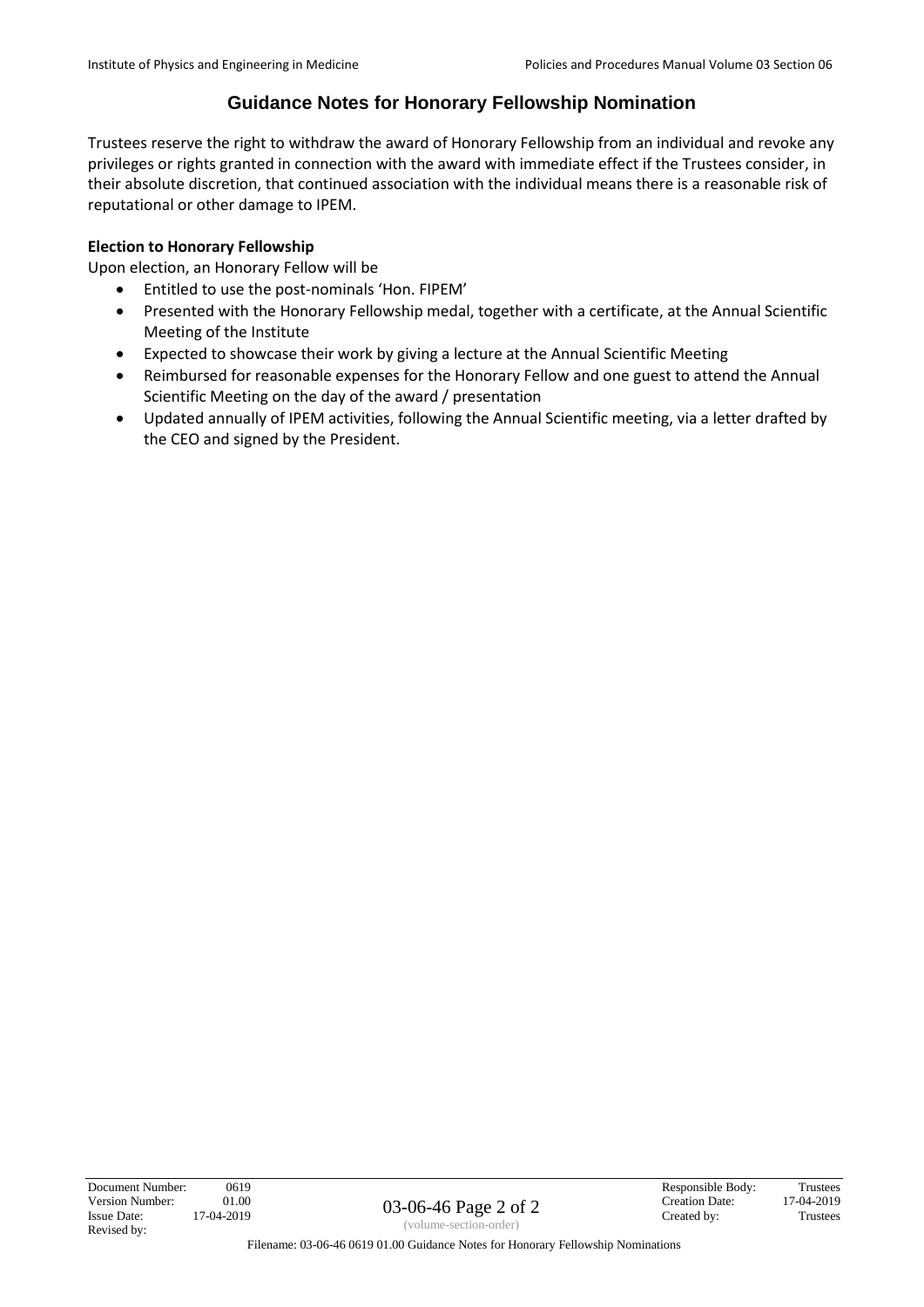## Guidance Notes for Honorary Fellowship Nomination

Trustees reserve the right to withdraw the award of Honorary Fellowship from an individual and revoke any privileges or rights granted in connection with the award with immediate effect if the Trustees consider, in their absolute discretion, that continued association with the individual means there is a reasonable risk of reputational or other damage to IPEM.

**Election to Honorary Fellowship**

Upon election, an Honorary Fellow will be

- Entitled to use the post-nominals 'Hon. FIPEM'
- Presented with the Honorary Fellowship medal, together with a certificate, at the Annual Scientific Meeting of the Institute
- Expected to showcase their work by giving a lecture at the Annual Scientific Meeting
- Reimbursed for reasonable expenses for the Honorary Fellow and one guest to attend the Annual Scientific Meeting on the day of the award / presentation
- Updated annually of IPEM activities, following the Annual Scientific meeting, via a letter drafted by the CEO and signed by the President.